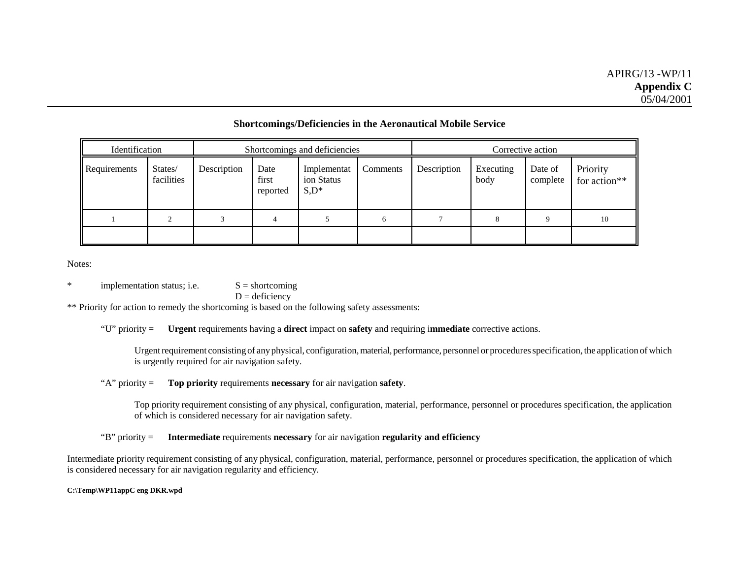APIRG/13 -WP/11
**Appendix C**
05/04/2001

## Shortcomings/Deficiencies in the Aeronautical Mobile Service

| Identification | | Shortcomings and deficiencies | | | | Corrective action | | | |
|---|---|---|---|---|---|---|---|---|---|
| Requirements | States/ facilities | Description | Date first reported | Implementation Status S,D* | Comments | Description | Executing body | Date of complete | Priority for action** |
| 1 | 2 | 3 | 4 | 5 | 6 | 7 | 8 | 9 | 10 |
| | | | | | | | | | |

Notes:

\* implementation status; i.e. S = shortcoming
D = deficiency

** Priority for action to remedy the shortcoming is based on the following safety assessments:

"U" priority = **Urgent** requirements having a **direct** impact on **safety** and requiring i**mmediate** corrective actions.

Urgent requirement consisting of any physical, configuration, material, performance, personnel or procedures specification, the application of which is urgently required for air navigation safety.

"A" priority = **Top priority** requirements **necessary** for air navigation **safety**.

Top priority requirement consisting of any physical, configuration, material, performance, personnel or procedures specification, the application of which is considered necessary for air navigation safety.

"B" priority = **Intermediate** requirements **necessary** for air navigation **regularity and efficiency**

Intermediate priority requirement consisting of any physical, configuration, material, performance, personnel or procedures specification, the application of which is considered necessary for air navigation regularity and efficiency.

**C:\Temp\WP11appC eng DKR.wpd**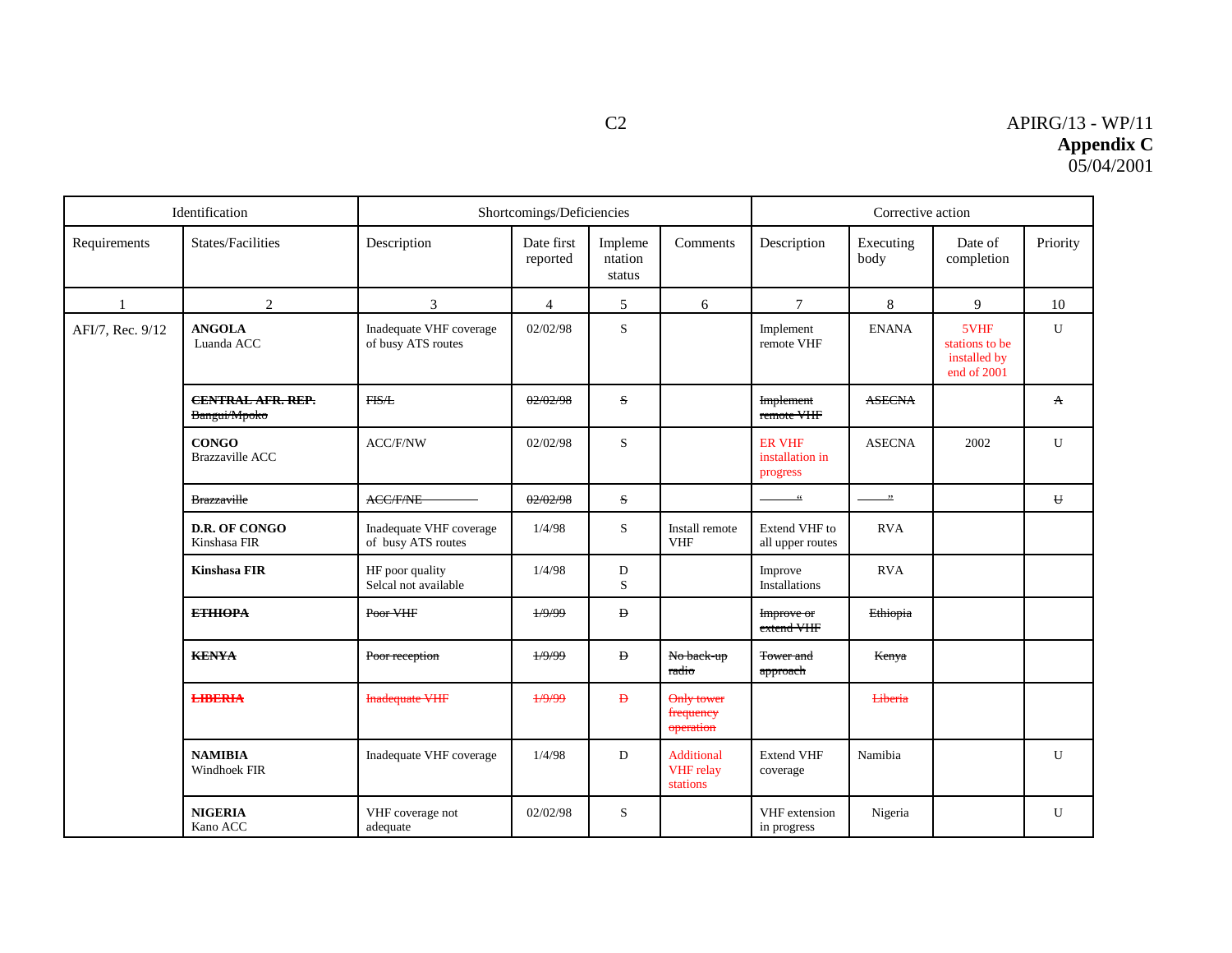| Identification | | Shortcomings/Deficiencies | | | | Corrective action | | | |
|---|---|---|---|---|---|---|---|---|---|
| Requirements | States/Facilities | Description | Date first reported | Implementation status | Comments | Description | Executing body | Date of completion | Priority |
| 1 | 2 | 3 | 4 | 5 | 6 | 7 | 8 | 9 | 10 |
| AFI/7, Rec. 9/12 | **ANGOLA** Luanda ACC | Inadequate VHF coverage of busy ATS routes | 02/02/98 | S | | Implement remote VHF | ENANA | 5VHF stations to be installed by end of 2001 | U |
| | ~~**CENTRAL AFR. REP.** Bangui/Mpoko~~ | ~~FIS/L~~ | ~~02/02/98~~ | ~~S~~ | | ~~Implement remote VHF~~ | ~~ASECNA~~ | | ~~A~~ |
| | **CONGO** Brazzaville ACC | ACC/F/NW | 02/02/98 | S | | ER VHF installation in progress | ASECNA | 2002 | U |
| | ~~Brazzaville~~ | ~~ACC/F/NE~~ | ~~02/02/98~~ | ~~S~~ | | ~~"~~ | ~~"~~ | | ~~U~~ |
| | **D.R. OF CONGO** Kinshasa FIR | Inadequate VHF coverage of busy ATS routes | 1/4/98 | S | Install remote VHF | Extend VHF to all upper routes | RVA | | |
| | **Kinshasa FIR** | HF poor quality Selcal not available | 1/4/98 | D S | | Improve Installations | RVA | | |
| | ~~**ETHIOPA**~~ | ~~Poor VHF~~ | ~~1/9/99~~ | ~~D~~ | | ~~Improve or extend VHF~~ | ~~Ethiopia~~ | | |
| | ~~**KENYA**~~ | ~~Poor reception~~ | ~~1/9/99~~ | ~~D~~ | ~~No back-up radio~~ | ~~Tower and approach~~ | ~~Kenya~~ | | |
| | ~~**LIBERIA**~~ | ~~Inadequate VHF~~ | ~~1/9/99~~ | ~~D~~ | ~~Only tower frequency operation~~ | | ~~Liberia~~ | | |
| | **NAMIBIA** Windhoek FIR | Inadequate VHF coverage | 1/4/98 | D | Additional VHF relay stations | Extend VHF coverage | Namibia | | U |
| | **NIGERIA** Kano ACC | VHF coverage not adequate | 02/02/98 | S | | VHF extension in progress | Nigeria | | U |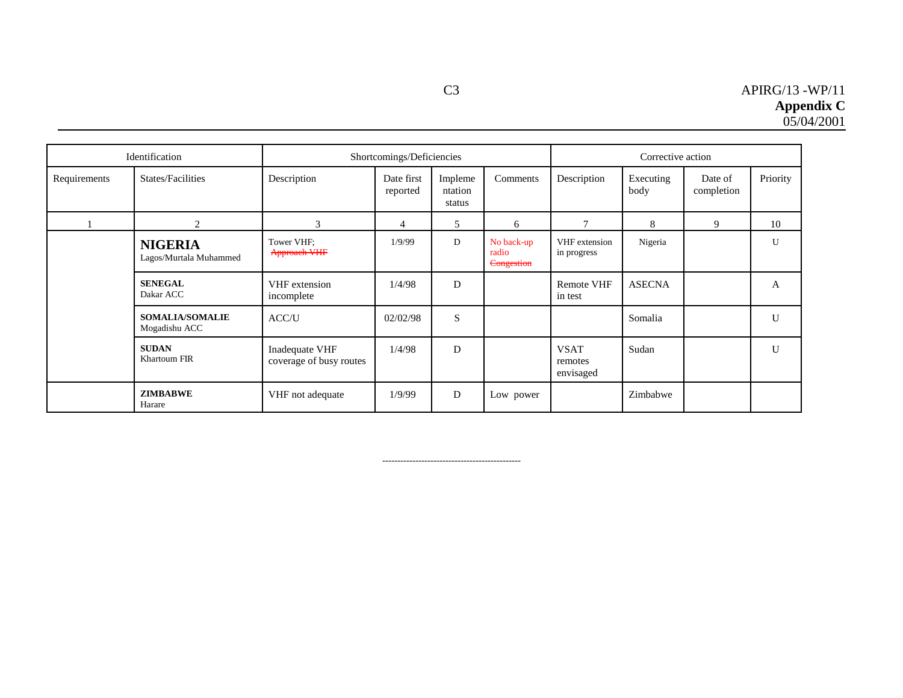| Identification | | Shortcomings/Deficiencies | | | | Corrective action | | | |
|---|---|---|---|---|---|---|---|---|---|
| Requirements | States/Facilities | Description | Date first reported | Implementation status | Comments | Description | Executing body | Date of completion | Priority |
| 1 | 2 | 3 | 4 | 5 | 6 | 7 | 8 | 9 | 10 |
| | **NIGERIA** Lagos/Murtala Muhammed | Tower VHF; ~~Approach VHF~~ | 1/9/99 | D | No back-up radio ~~Congestion~~ | VHF extension in progress | Nigeria | | U |
| | **SENEGAL** Dakar ACC | VHF extension incomplete | 1/4/98 | D | | Remote VHF in test | ASECNA | | A |
| | **SOMALIA/SOMALIE** Mogadishu ACC | ACC/U | 02/02/98 | S | | | Somalia | | U |
| | **SUDAN** Khartoum FIR | Inadequate VHF coverage of busy routes | 1/4/98 | D | | VSAT remotes envisaged | Sudan | | U |
| | **ZIMBABWE** Harare | VHF not adequate | 1/9/99 | D | Low power | | Zimbabwe | | |

---------------------------------------------